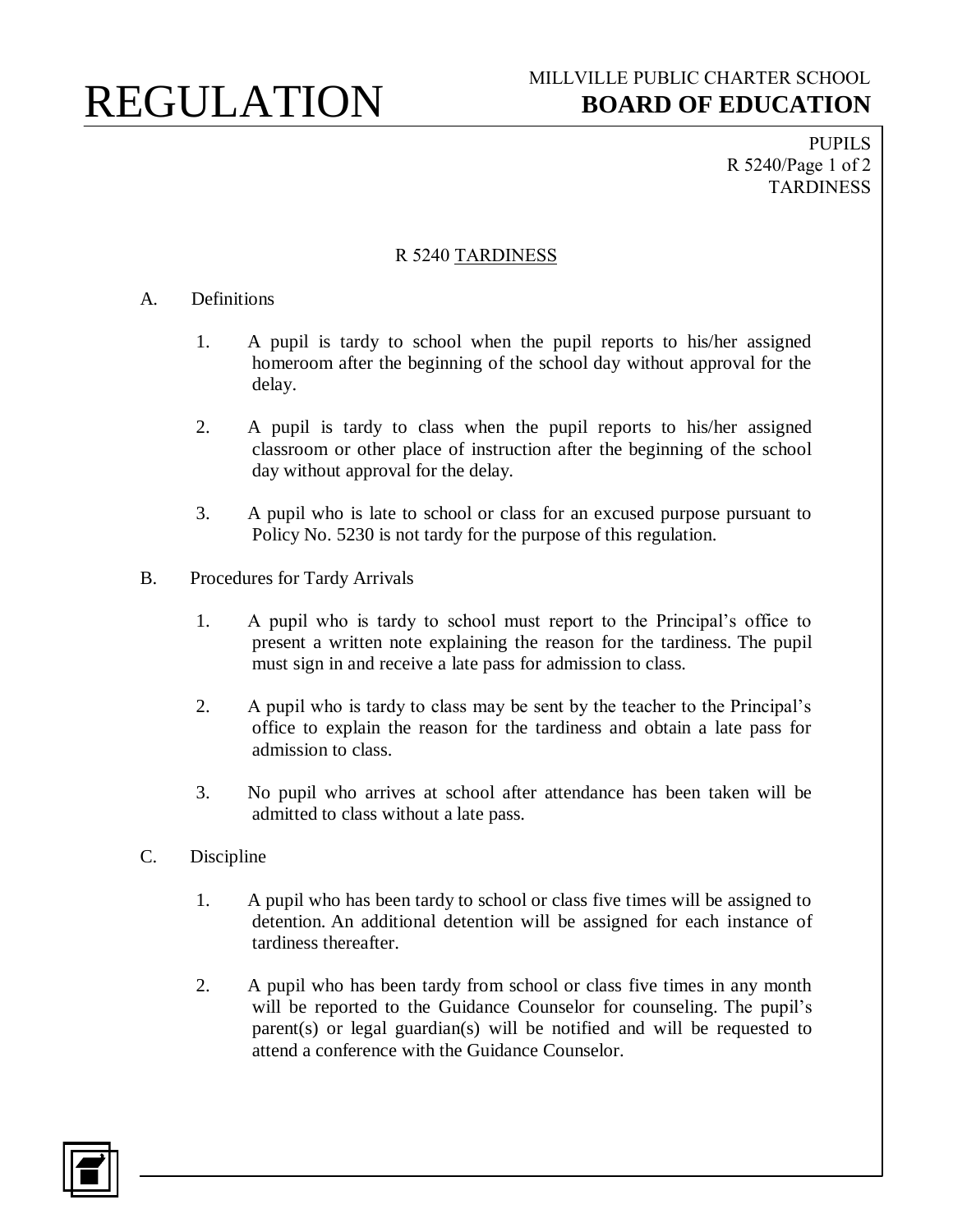# REGULATION

MILLVILLE PUBLIC CHARTER SCHOOL
**BOARD OF EDUCATION**

PUPILS
R 5240/Page 1 of 2
TARDINESS

## R 5240 TARDINESS

A. Definitions

1. A pupil is tardy to school when the pupil reports to his/her assigned homeroom after the beginning of the school day without approval for the delay.

2. A pupil is tardy to class when the pupil reports to his/her assigned classroom or other place of instruction after the beginning of the school day without approval for the delay.

3. A pupil who is late to school or class for an excused purpose pursuant to Policy No. 5230 is not tardy for the purpose of this regulation.

B. Procedures for Tardy Arrivals

1. A pupil who is tardy to school must report to the Principal's office to present a written note explaining the reason for the tardiness. The pupil must sign in and receive a late pass for admission to class.

2. A pupil who is tardy to class may be sent by the teacher to the Principal's office to explain the reason for the tardiness and obtain a late pass for admission to class.

3. No pupil who arrives at school after attendance has been taken will be admitted to class without a late pass.

C. Discipline

1. A pupil who has been tardy to school or class five times will be assigned to detention. An additional detention will be assigned for each instance of tardiness thereafter.

2. A pupil who has been tardy from school or class five times in any month will be reported to the Guidance Counselor for counseling. The pupil's parent(s) or legal guardian(s) will be notified and will be requested to attend a conference with the Guidance Counselor.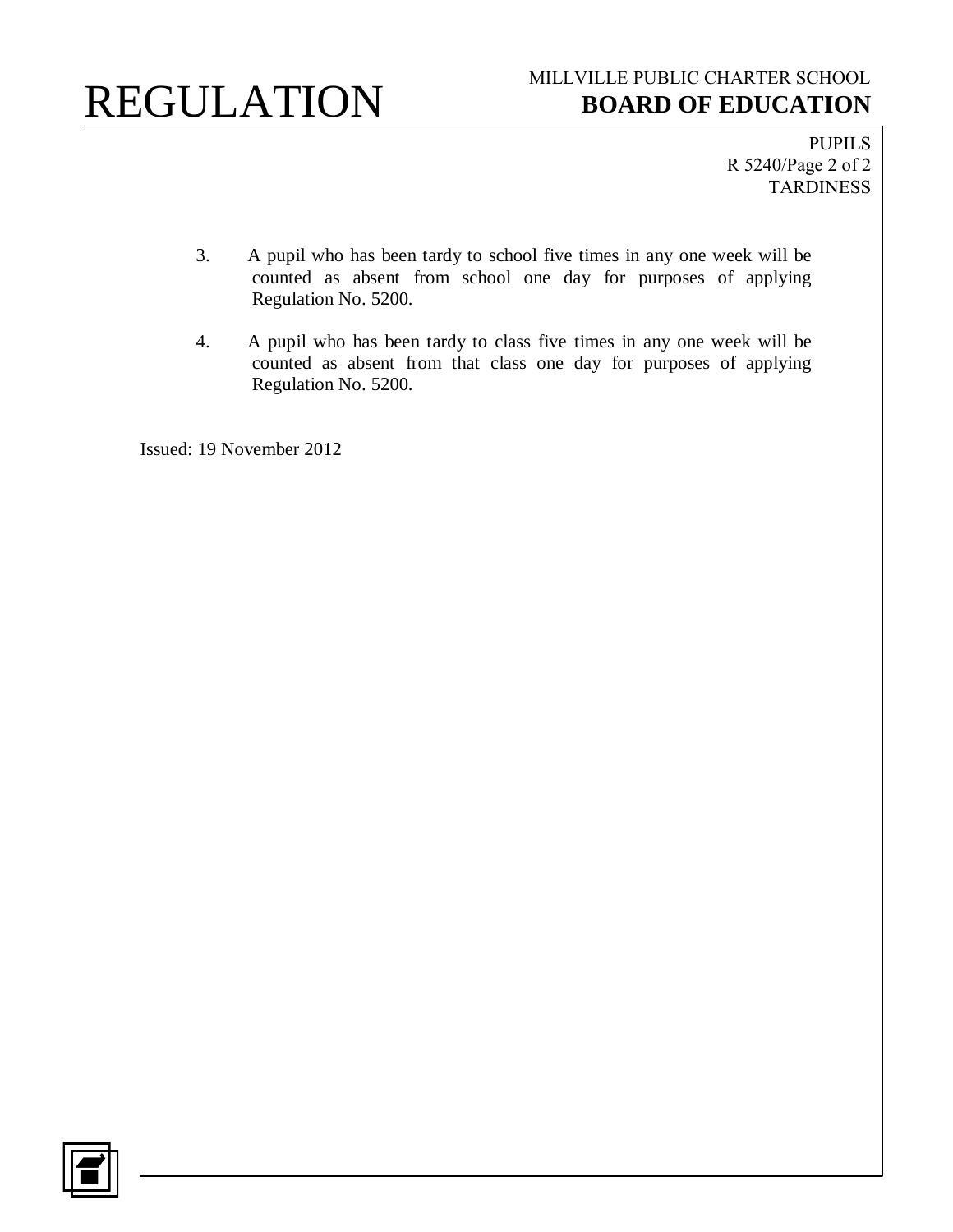3. A pupil who has been tardy to school five times in any one week will be counted as absent from school one day for purposes of applying Regulation No. 5200.

4. A pupil who has been tardy to class five times in any one week will be counted as absent from that class one day for purposes of applying Regulation No. 5200.

Issued: 19 November 2012